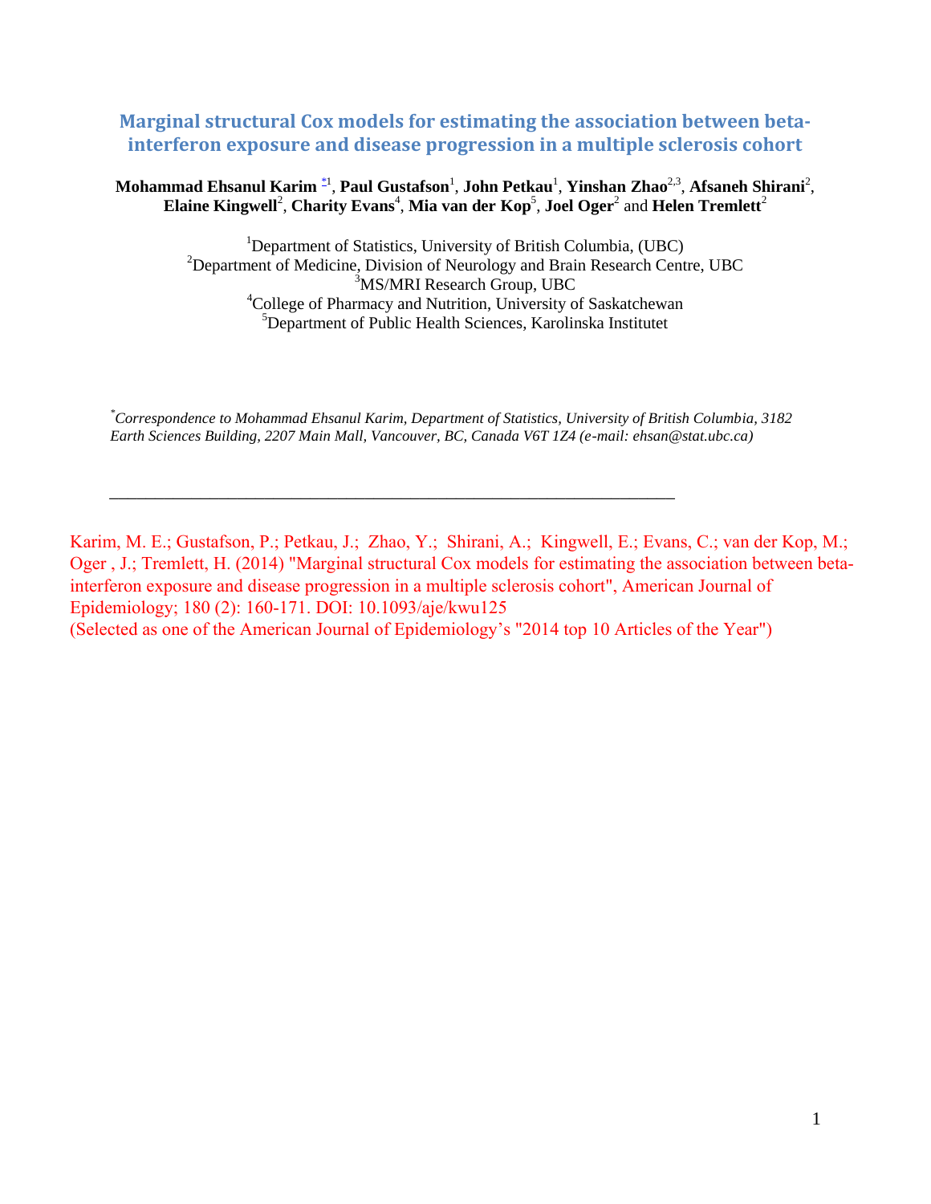# Marginal structural Cox models for estimating the association between beta-interferon exposure and disease progression in a multiple sclerosis cohort

**Mohammad Ehsanul Karim** [*1], **Paul Gustafson**[1], **John Petkau**[1], **Yinshan Zhao**[2,3], **Afsaneh Shirani**[2], **Elaine Kingwell**[2], **Charity Evans**[4], **Mia van der Kop**[5], **Joel Oger**[2] and **Helen Tremlett**[2]

[1]Department of Statistics, University of British Columbia, (UBC)
[2]Department of Medicine, Division of Neurology and Brain Research Centre, UBC
[3]MS/MRI Research Group, UBC
[4]College of Pharmacy and Nutrition, University of Saskatchewan
[5]Department of Public Health Sciences, Karolinska Institutet

*[*]Correspondence to Mohammad Ehsanul Karim, Department of Statistics, University of British Columbia, 3182 Earth Sciences Building, 2207 Main Mall, Vancouver, BC, Canada V6T 1Z4 (e-mail: ehsan@stat.ubc.ca)*

---

Karim, M. E.; Gustafson, P.; Petkau, J.; Zhao, Y.; Shirani, A.; Kingwell, E.; Evans, C.; van der Kop, M.; Oger , J.; Tremlett, H. (2014) "Marginal structural Cox models for estimating the association between beta-interferon exposure and disease progression in a multiple sclerosis cohort", American Journal of Epidemiology; 180 (2): 160-171. DOI: 10.1093/aje/kwu125
(Selected as one of the American Journal of Epidemiology's "2014 top 10 Articles of the Year")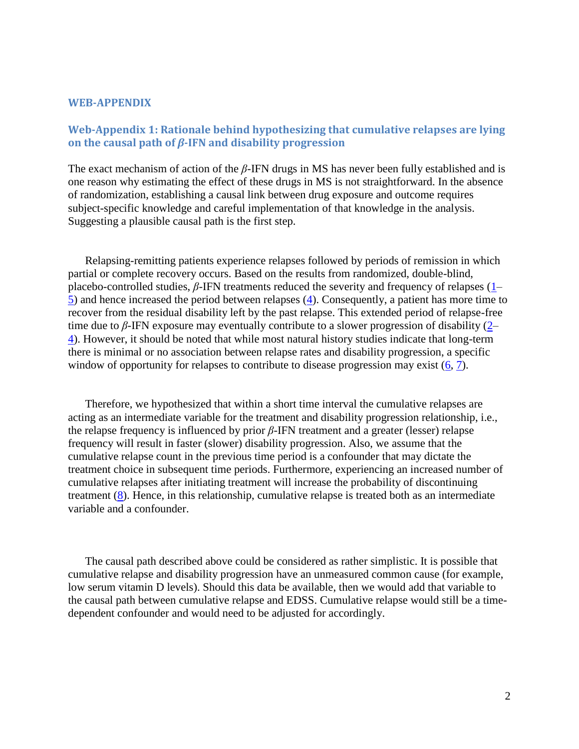# WEB-APPENDIX

## Web-Appendix 1: Rationale behind hypothesizing that cumulative relapses are lying on the causal path of $\beta$-IFN and disability progression

The exact mechanism of action of the $\beta$-IFN drugs in MS has never been fully established and is one reason why estimating the effect of these drugs in MS is not straightforward. In the absence of randomization, establishing a causal link between drug exposure and outcome requires subject-specific knowledge and careful implementation of that knowledge in the analysis. Suggesting a plausible causal path is the first step.

Relapsing-remitting patients experience relapses followed by periods of remission in which partial or complete recovery occurs. Based on the results from randomized, double-blind, placebo-controlled studies, $\beta$-IFN treatments reduced the severity and frequency of relapses (1–5) and hence increased the period between relapses (4). Consequently, a patient has more time to recover from the residual disability left by the past relapse. This extended period of relapse-free time due to $\beta$-IFN exposure may eventually contribute to a slower progression of disability (2–4). However, it should be noted that while most natural history studies indicate that long-term there is minimal or no association between relapse rates and disability progression, a specific window of opportunity for relapses to contribute to disease progression may exist (6, 7).

Therefore, we hypothesized that within a short time interval the cumulative relapses are acting as an intermediate variable for the treatment and disability progression relationship, i.e., the relapse frequency is influenced by prior $\beta$-IFN treatment and a greater (lesser) relapse frequency will result in faster (slower) disability progression. Also, we assume that the cumulative relapse count in the previous time period is a confounder that may dictate the treatment choice in subsequent time periods. Furthermore, experiencing an increased number of cumulative relapses after initiating treatment will increase the probability of discontinuing treatment (8). Hence, in this relationship, cumulative relapse is treated both as an intermediate variable and a confounder.

The causal path described above could be considered as rather simplistic. It is possible that cumulative relapse and disability progression have an unmeasured common cause (for example, low serum vitamin D levels). Should this data be available, then we would add that variable to the causal path between cumulative relapse and EDSS. Cumulative relapse would still be a time-dependent confounder and would need to be adjusted for accordingly.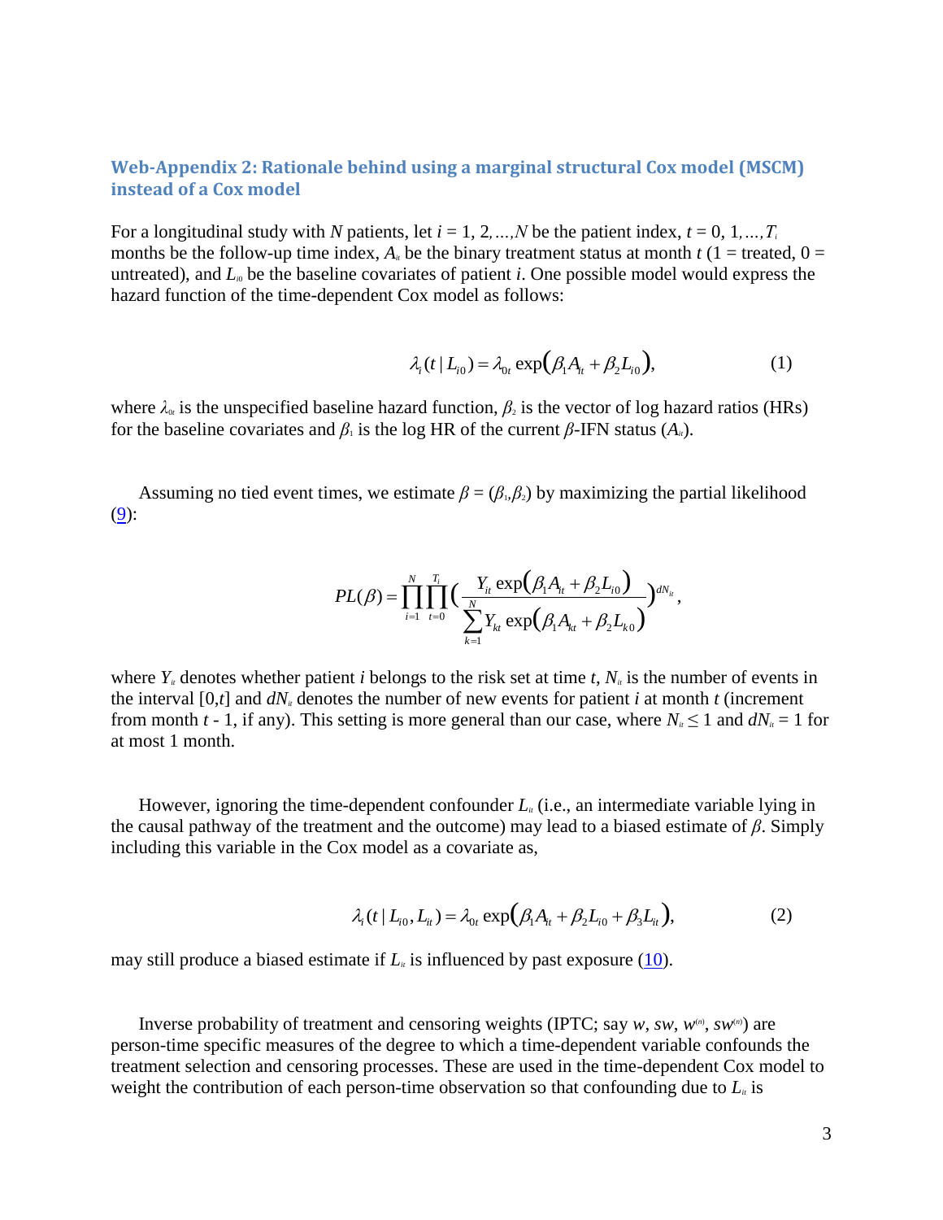## Web-Appendix 2: Rationale behind using a marginal structural Cox model (MSCM) instead of a Cox model

For a longitudinal study with $N$ patients, let $i = 1, 2, ..., N$ be the patient index, $t = 0, 1, ..., T_i$ months be the follow-up time index, $A_{it}$ be the binary treatment status at month $t$ (1 = treated, 0 = untreated), and $L_{i0}$ be the baseline covariates of patient $i$. One possible model would express the hazard function of the time-dependent Cox model as follows:

$$\lambda_i(t \mid L_{i0}) = \lambda_{0t} \exp\big(\beta_1 A_{it} + \beta_2 L_{i0}\big), \tag{1}$$

where $\lambda_{0t}$ is the unspecified baseline hazard function, $\beta_2$ is the vector of log hazard ratios (HRs) for the baseline covariates and $\beta_1$ is the log HR of the current $\beta$-IFN status ($A_{it}$).

Assuming no tied event times, we estimate $\beta = (\beta_1, \beta_2)$ by maximizing the partial likelihood (9):

$$PL(\beta) = \prod_{i=1}^{N} \prod_{t=0}^{T_i} \left( \frac{Y_{it} \exp\big(\beta_1 A_{it} + \beta_2 L_{i0}\big)}{\sum_{k=1}^{N} Y_{kt} \exp\big(\beta_1 A_{kt} + \beta_2 L_{k0}\big)} \right)^{dN_{it}},$$

where $Y_{it}$ denotes whether patient $i$ belongs to the risk set at time $t$, $N_{it}$ is the number of events in the interval $[0,t]$ and $dN_{it}$ denotes the number of new events for patient $i$ at month $t$ (increment from month $t$ - 1, if any). This setting is more general than our case, where $N_{it} \leq 1$ and $dN_{it} = 1$ for at most 1 month.

However, ignoring the time-dependent confounder $L_{it}$ (i.e., an intermediate variable lying in the causal pathway of the treatment and the outcome) may lead to a biased estimate of $\beta$. Simply including this variable in the Cox model as a covariate as,

$$\lambda_i(t \mid L_{i0}, L_{it}) = \lambda_{0t} \exp\big(\beta_1 A_{it} + \beta_2 L_{i0} + \beta_3 L_{it}\big), \tag{2}$$

may still produce a biased estimate if $L_{it}$ is influenced by past exposure (10).

Inverse probability of treatment and censoring weights (IPTC; say $w$, $sw$, $w^{(n)}$, $sw^{(n)}$) are person-time specific measures of the degree to which a time-dependent variable confounds the treatment selection and censoring processes. These are used in the time-dependent Cox model to weight the contribution of each person-time observation so that confounding due to $L_{it}$ is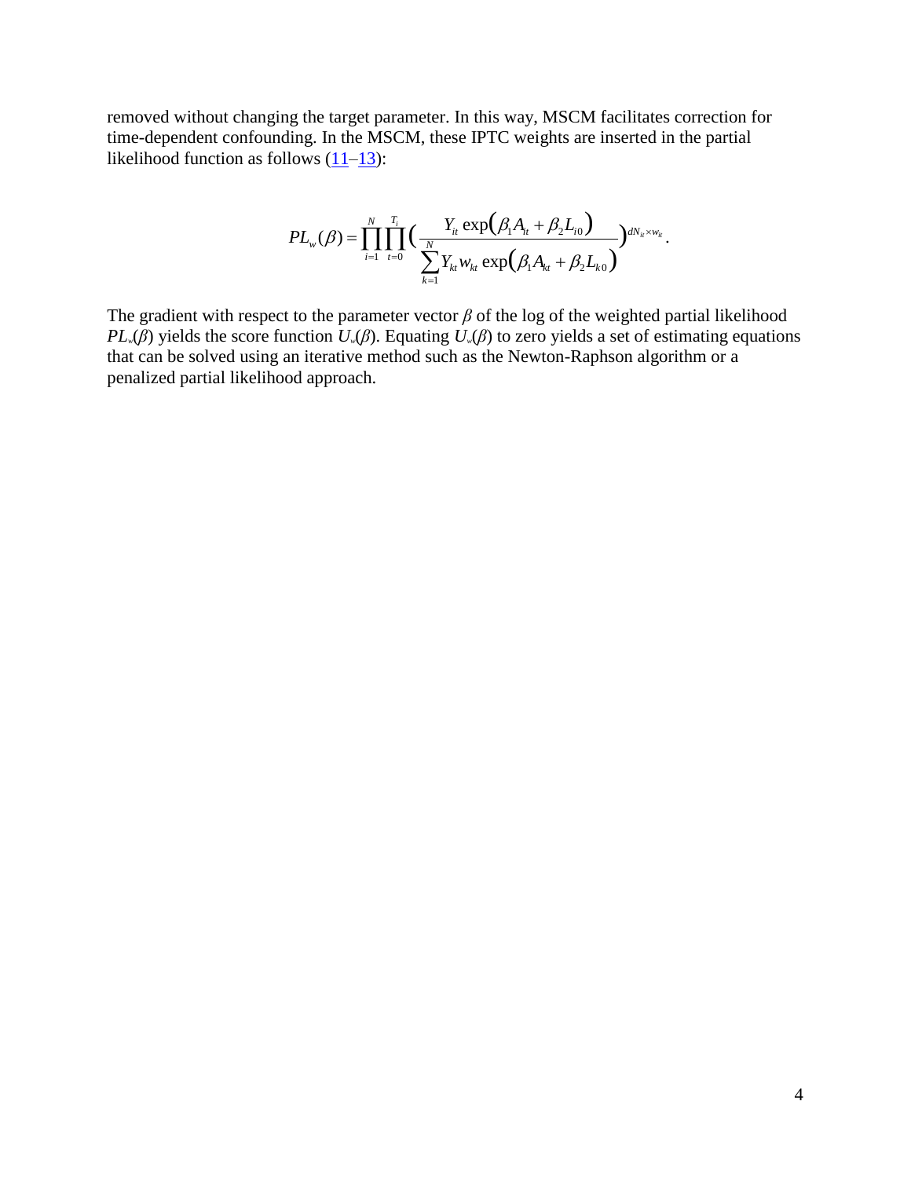removed without changing the target parameter. In this way, MSCM facilitates correction for time-dependent confounding. In the MSCM, these IPTC weights are inserted in the partial likelihood function as follows (11–13):

$$PL_w(\beta) = \prod_{i=1}^{N} \prod_{t=0}^{T_i} \left( \frac{Y_{it} \exp\left(\beta_1 A_{it} + \beta_2 L_{i0}\right)}{\sum_{k=1}^{N} Y_{kt} w_{kt} \exp\left(\beta_1 A_{kt} + \beta_2 L_{k0}\right)} \right)^{dN_{it} \times w_{it}}.$$

The gradient with respect to the parameter vector $\beta$ of the log of the weighted partial likelihood $PL_w(\beta)$ yields the score function $U_w(\beta)$. Equating $U_w(\beta)$ to zero yields a set of estimating equations that can be solved using an iterative method such as the Newton-Raphson algorithm or a penalized partial likelihood approach.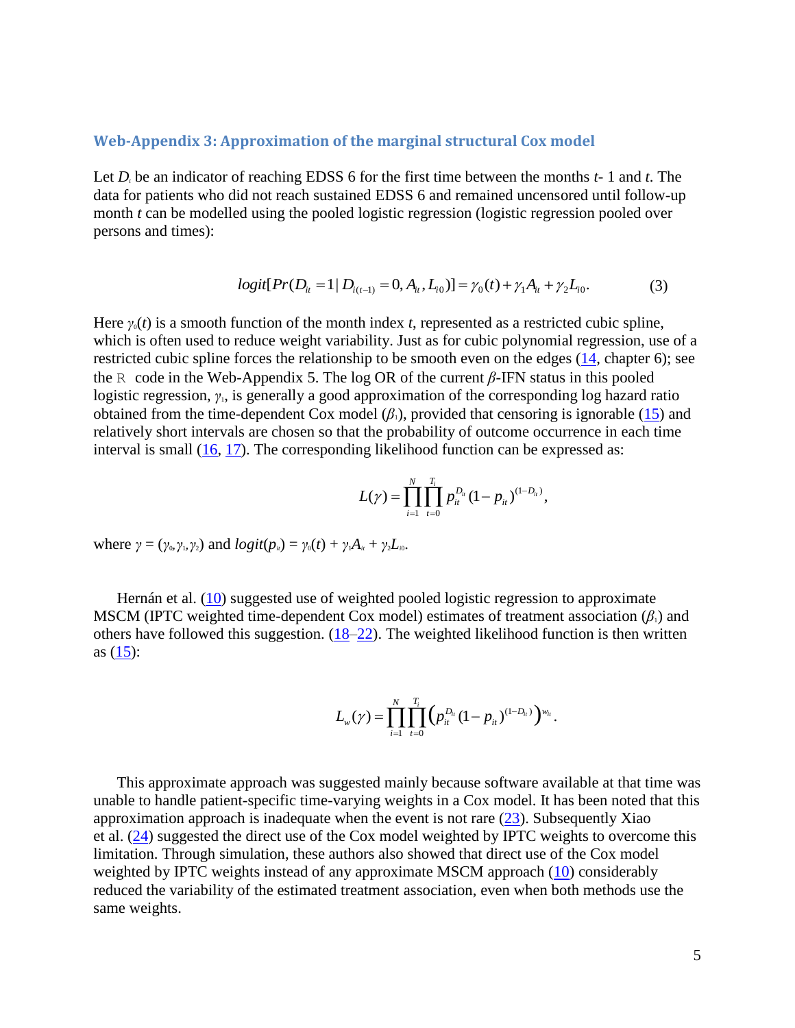### Web-Appendix 3: Approximation of the marginal structural Cox model

Let $D_i$ be an indicator of reaching EDSS 6 for the first time between the months $t$- 1 and $t$. The data for patients who did not reach sustained EDSS 6 and remained uncensored until follow-up month $t$ can be modelled using the pooled logistic regression (logistic regression pooled over persons and times):

$$logit[Pr(D_{it} = 1 | D_{i(t-1)} = 0, A_{it}, L_{i0})] = \gamma_0(t) + \gamma_1 A_{it} + \gamma_2 L_{i0}. \qquad (3)$$

Here $\gamma_0(t)$ is a smooth function of the month index $t$, represented as a restricted cubic spline, which is often used to reduce weight variability. Just as for cubic polynomial regression, use of a restricted cubic spline forces the relationship to be smooth even on the edges (14, chapter 6); see the `R` code in the Web-Appendix 5. The log OR of the current $\beta$-IFN status in this pooled logistic regression, $\gamma_1$, is generally a good approximation of the corresponding log hazard ratio obtained from the time-dependent Cox model ($\beta_1$), provided that censoring is ignorable (15) and relatively short intervals are chosen so that the probability of outcome occurrence in each time interval is small (16, 17). The corresponding likelihood function can be expressed as:

$$L(\gamma) = \prod_{i=1}^{N} \prod_{t=0}^{T_i} p_{it}^{D_{it}} (1 - p_{it})^{(1-D_{it})},$$

where $\gamma = (\gamma_0, \gamma_1, \gamma_2)$ and $logit(p_{it}) = \gamma_0(t) + \gamma_1 A_{it} + \gamma_2 L_{i0}$.

Hernán et al. (10) suggested use of weighted pooled logistic regression to approximate MSCM (IPTC weighted time-dependent Cox model) estimates of treatment association ($\beta_1$) and others have followed this suggestion. (18–22). The weighted likelihood function is then written as (15):

$$L_w(\gamma) = \prod_{i=1}^{N} \prod_{t=0}^{T_i} \left( p_{it}^{D_{it}} (1 - p_{it})^{(1-D_{it})} \right)^{w_{it}}.$$

This approximate approach was suggested mainly because software available at that time was unable to handle patient-specific time-varying weights in a Cox model. It has been noted that this approximation approach is inadequate when the event is not rare (23). Subsequently Xiao et al. (24) suggested the direct use of the Cox model weighted by IPTC weights to overcome this limitation. Through simulation, these authors also showed that direct use of the Cox model weighted by IPTC weights instead of any approximate MSCM approach (10) considerably reduced the variability of the estimated treatment association, even when both methods use the same weights.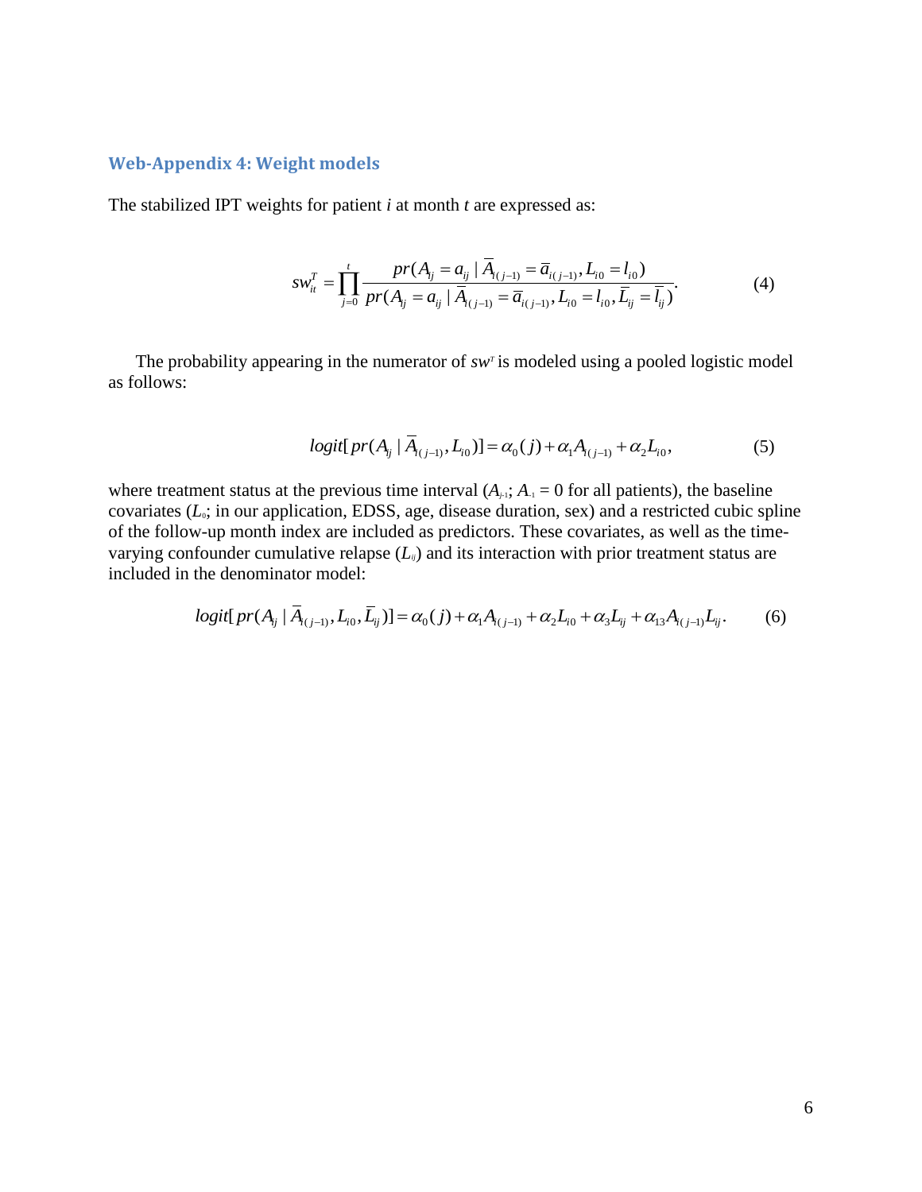## Web-Appendix 4: Weight models

The stabilized IPT weights for patient *i* at month *t* are expressed as:

$$sw_{it}^{T} = \prod_{j=0}^{t} \frac{pr(A_{ij} = a_{ij} \mid \bar{A}_{i(j-1)} = \bar{a}_{i(j-1)}, L_{i0} = l_{i0})}{pr(A_{ij} = a_{ij} \mid \bar{A}_{i(j-1)} = \bar{a}_{i(j-1)}, L_{i0} = l_{i0}, \bar{L}_{ij} = \bar{l}_{ij})}. \tag{4}$$

The probability appearing in the numerator of $sw^{T}$ is modeled using a pooled logistic model as follows:

$$logit[pr(A_{ij} \mid \bar{A}_{i(j-1)}, L_{i0})] = \alpha_0(j) + \alpha_1 A_{i(j-1)} + \alpha_2 L_{i0}, \tag{5}$$

where treatment status at the previous time interval ($A_{j-1}$; $A_{-1} = 0$ for all patients), the baseline covariates ($L_0$; in our application, EDSS, age, disease duration, sex) and a restricted cubic spline of the follow-up month index are included as predictors. These covariates, as well as the time-varying confounder cumulative relapse ($L_{ij}$) and its interaction with prior treatment status are included in the denominator model:

$$logit[pr(A_{ij} \mid \bar{A}_{i(j-1)}, L_{i0}, \bar{L}_{ij})] = \alpha_0(j) + \alpha_1 A_{i(j-1)} + \alpha_2 L_{i0} + \alpha_3 L_{ij} + \alpha_{13} A_{i(j-1)} L_{ij}. \tag{6}$$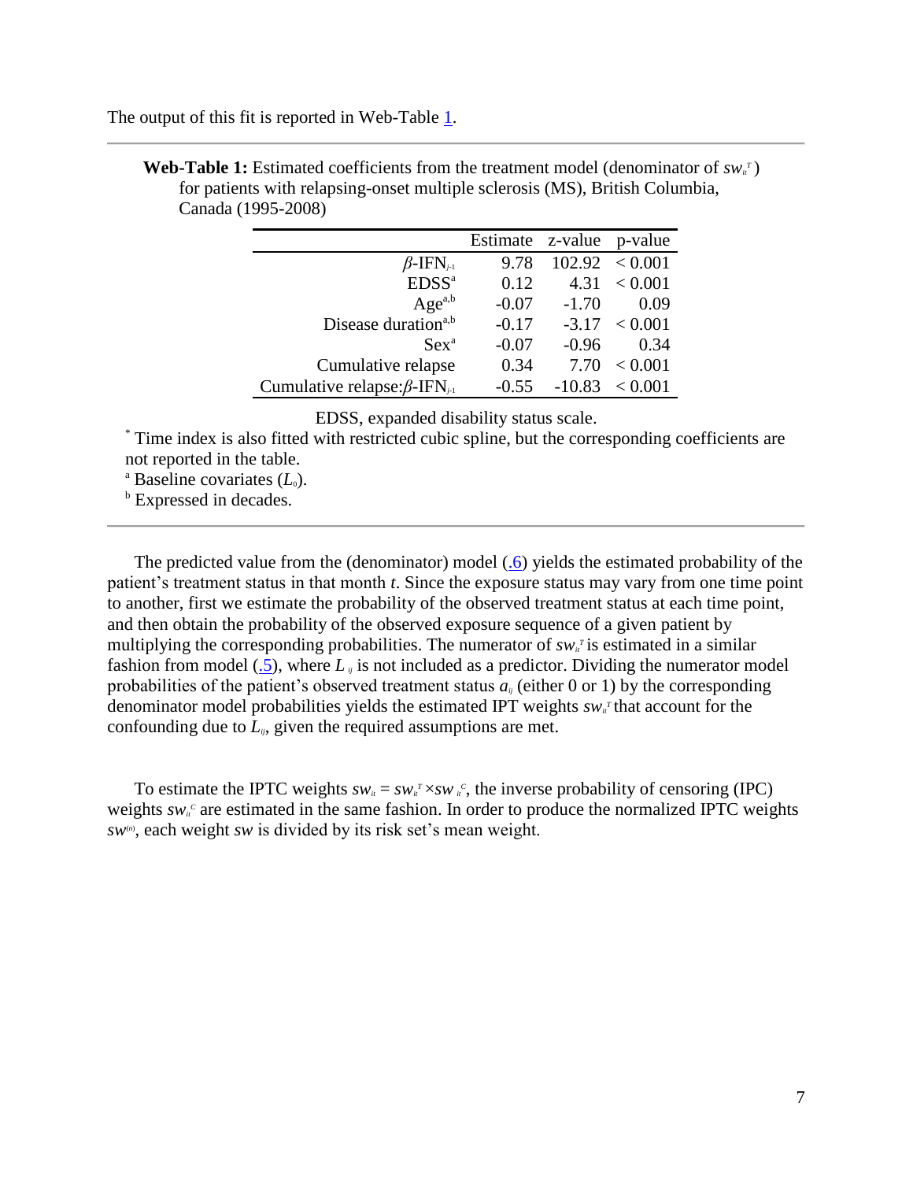The output of this fit is reported in Web-Table 1.

**Web-Table 1:** Estimated coefficients from the treatment model (denominator of $sw_{it}^{T}$) for patients with relapsing-onset multiple sclerosis (MS), British Columbia, Canada (1995-2008)

| | Estimate | z-value | p-value |
|---|---|---|---|
| $\beta$-IFN$_{j-1}$ | 9.78 | 102.92 | < 0.001 |
| EDSS[a] | 0.12 | 4.31 | < 0.001 |
| Age[a,b] | -0.07 | -1.70 | 0.09 |
| Disease duration[a,b] | -0.17 | -3.17 | < 0.001 |
| Sex[a] | -0.07 | -0.96 | 0.34 |
| Cumulative relapse | 0.34 | 7.70 | < 0.001 |
| Cumulative relapse:$\beta$-IFN$_{j-1}$ | -0.55 | -10.83 | < 0.001 |

EDSS, expanded disability status scale.

[*] Time index is also fitted with restricted cubic spline, but the corresponding coefficients are not reported in the table.

[a] Baseline covariates ($L_0$).

[b] Expressed in decades.

The predicted value from the (denominator) model (.6) yields the estimated probability of the patient's treatment status in that month $t$. Since the exposure status may vary from one time point to another, first we estimate the probability of the observed treatment status at each time point, and then obtain the probability of the observed exposure sequence of a given patient by multiplying the corresponding probabilities. The numerator of $sw_{it}^{T}$ is estimated in a similar fashion from model (.5), where $L_{ij}$ is not included as a predictor. Dividing the numerator model probabilities of the patient's observed treatment status $a_{ij}$ (either 0 or 1) by the corresponding denominator model probabilities yields the estimated IPT weights $sw_{it}^{T}$ that account for the confounding due to $L_{ij}$, given the required assumptions are met.

To estimate the IPTC weights $sw_{it} = sw_{it}^{T} \times sw_{it}^{C}$, the inverse probability of censoring (IPC) weights $sw_{it}^{C}$ are estimated in the same fashion. In order to produce the normalized IPTC weights $sw^{(n)}$, each weight $sw$ is divided by its risk set's mean weight.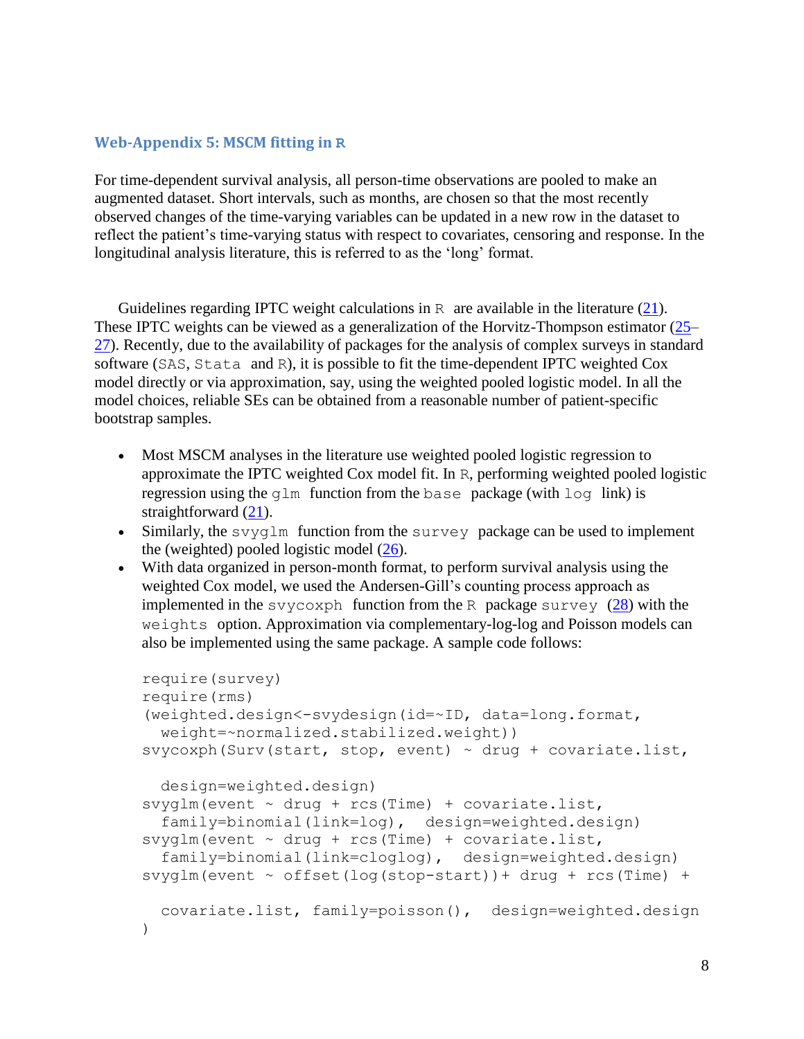### Web-Appendix 5: MSCM fitting in R

For time-dependent survival analysis, all person-time observations are pooled to make an augmented dataset. Short intervals, such as months, are chosen so that the most recently observed changes of the time-varying variables can be updated in a new row in the dataset to reflect the patient's time-varying status with respect to covariates, censoring and response. In the longitudinal analysis literature, this is referred to as the 'long' format.

Guidelines regarding IPTC weight calculations in `R` are available in the literature (21). These IPTC weights can be viewed as a generalization of the Horvitz-Thompson estimator (25–27). Recently, due to the availability of packages for the analysis of complex surveys in standard software (`SAS`, `Stata` and `R`), it is possible to fit the time-dependent IPTC weighted Cox model directly or via approximation, say, using the weighted pooled logistic model. In all the model choices, reliable SEs can be obtained from a reasonable number of patient-specific bootstrap samples.

- Most MSCM analyses in the literature use weighted pooled logistic regression to approximate the IPTC weighted Cox model fit. In `R`, performing weighted pooled logistic regression using the `glm` function from the `base` package (with `log` link) is straightforward (21).
- Similarly, the `svyglm` function from the `survey` package can be used to implement the (weighted) pooled logistic model (26).
- With data organized in person-month format, to perform survival analysis using the weighted Cox model, we used the Andersen-Gill's counting process approach as implemented in the `svycoxph` function from the `R` package `survey` (28) with the `weights` option. Approximation via complementary-log-log and Poisson models can also be implemented using the same package. A sample code follows:

```
require(survey)
require(rms)
(weighted.design<-svydesign(id=~ID, data=long.format,
  weight=~normalized.stabilized.weight))
svycoxph(Surv(start, stop, event) ~ drug + covariate.list,

  design=weighted.design)
svyglm(event ~ drug + rcs(Time) + covariate.list,
  family=binomial(link=log),  design=weighted.design)
svyglm(event ~ drug + rcs(Time) + covariate.list,
  family=binomial(link=cloglog),  design=weighted.design)
svyglm(event ~ offset(log(stop-start))+ drug + rcs(Time) +

  covariate.list, family=poisson(),  design=weighted.design
)
```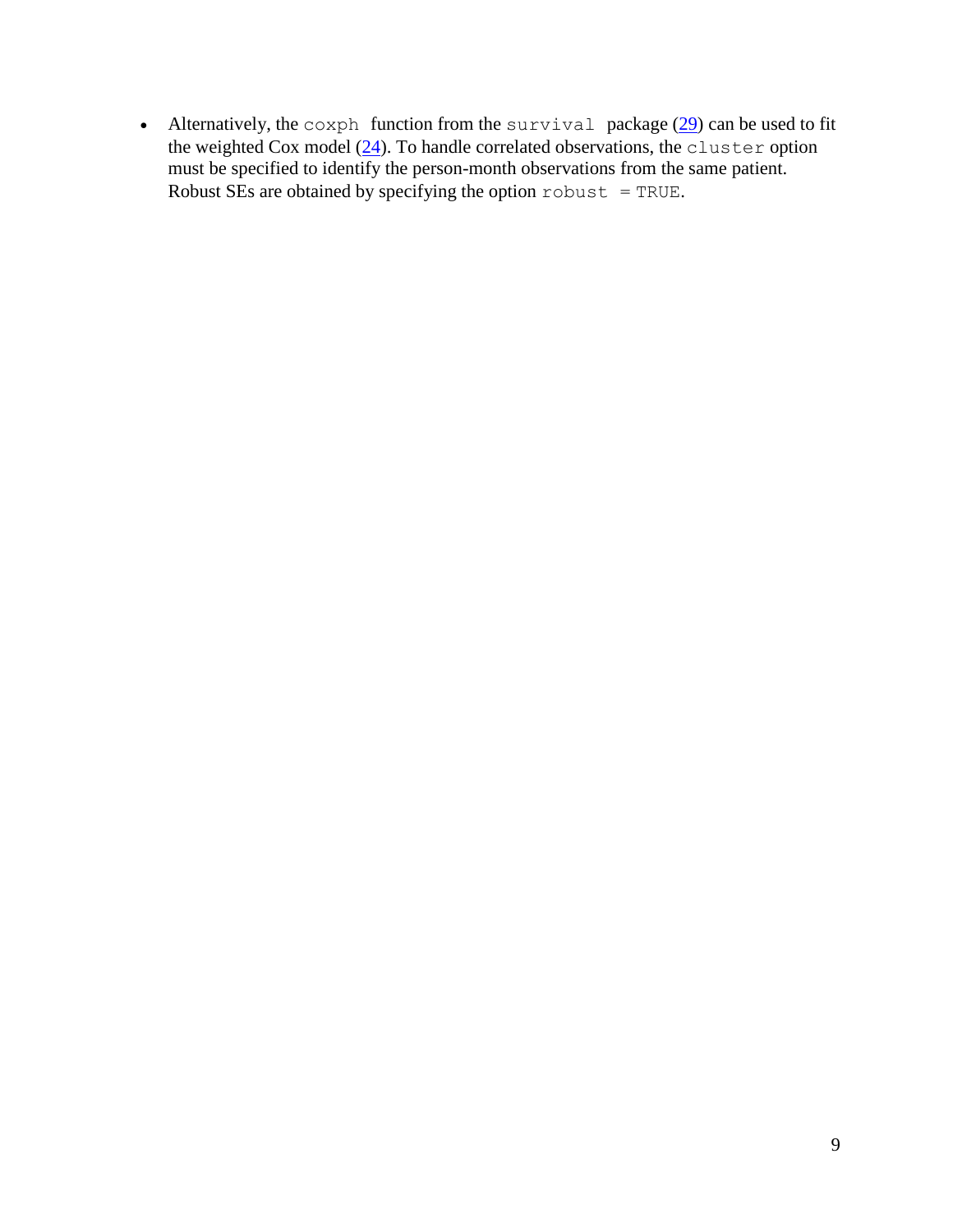- Alternatively, the `coxph` function from the `survival` package (29) can be used to fit the weighted Cox model (24). To handle correlated observations, the `cluster` option must be specified to identify the person-month observations from the same patient. Robust SEs are obtained by specifying the option `robust = TRUE`.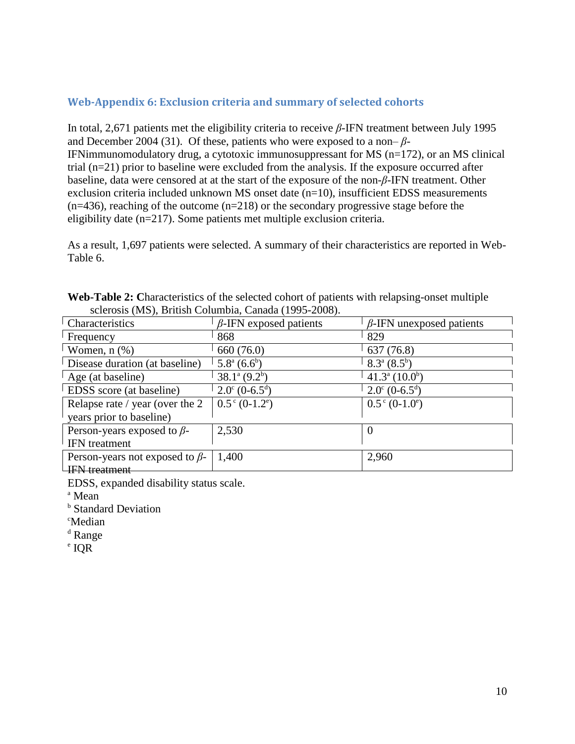### Web-Appendix 6: Exclusion criteria and summary of selected cohorts

In total, 2,671 patients met the eligibility criteria to receive *β*-IFN treatment between July 1995 and December 2004 (31). Of these, patients who were exposed to a non– *β*-IFNimmunomodulatory drug, a cytotoxic immunosuppressant for MS (n=172), or an MS clinical trial (n=21) prior to baseline were excluded from the analysis. If the exposure occurred after baseline, data were censored at at the start of the exposure of the non-*β*-IFN treatment. Other exclusion criteria included unknown MS onset date (n=10), insufficient EDSS measurements (n=436), reaching of the outcome (n=218) or the secondary progressive stage before the eligibility date (n=217). Some patients met multiple exclusion criteria.

As a result, 1,697 patients were selected. A summary of their characteristics are reported in Web-Table 6.

**Web-Table 2: C**haracteristics of the selected cohort of patients with relapsing-onset multiple sclerosis (MS), British Columbia, Canada (1995-2008).

| Characteristics | *β*-IFN exposed patients | *β*-IFN unexposed patients |
|---|---|---|
| Frequency | 868 | 829 |
| Women, n (%) | 660 (76.0) | 637 (76.8) |
| Disease duration (at baseline) | 5.8[a] (6.6[b]) | 8.3[a] (8.5[b]) |
| Age (at baseline) | 38.1[a] (9.2[b]) | 41.3[a] (10.0[b]) |
| EDSS score (at baseline) | 2.0[c] (0-6.5[d]) | 2.0[c] (0-6.5[d]) |
| Relapse rate / year (over the 2 years prior to baseline) | 0.5[c] (0-1.2[e]) | 0.5[c] (0-1.0[e]) |
| Person-years exposed to *β*-IFN treatment | 2,530 | 0 |
| Person-years not exposed to *β*-IFN treatment | 1,400 | 2,960 |

EDSS, expanded disability status scale.

[a] Mean

[b] Standard Deviation

[c]Median

[d] Range

[e] IQR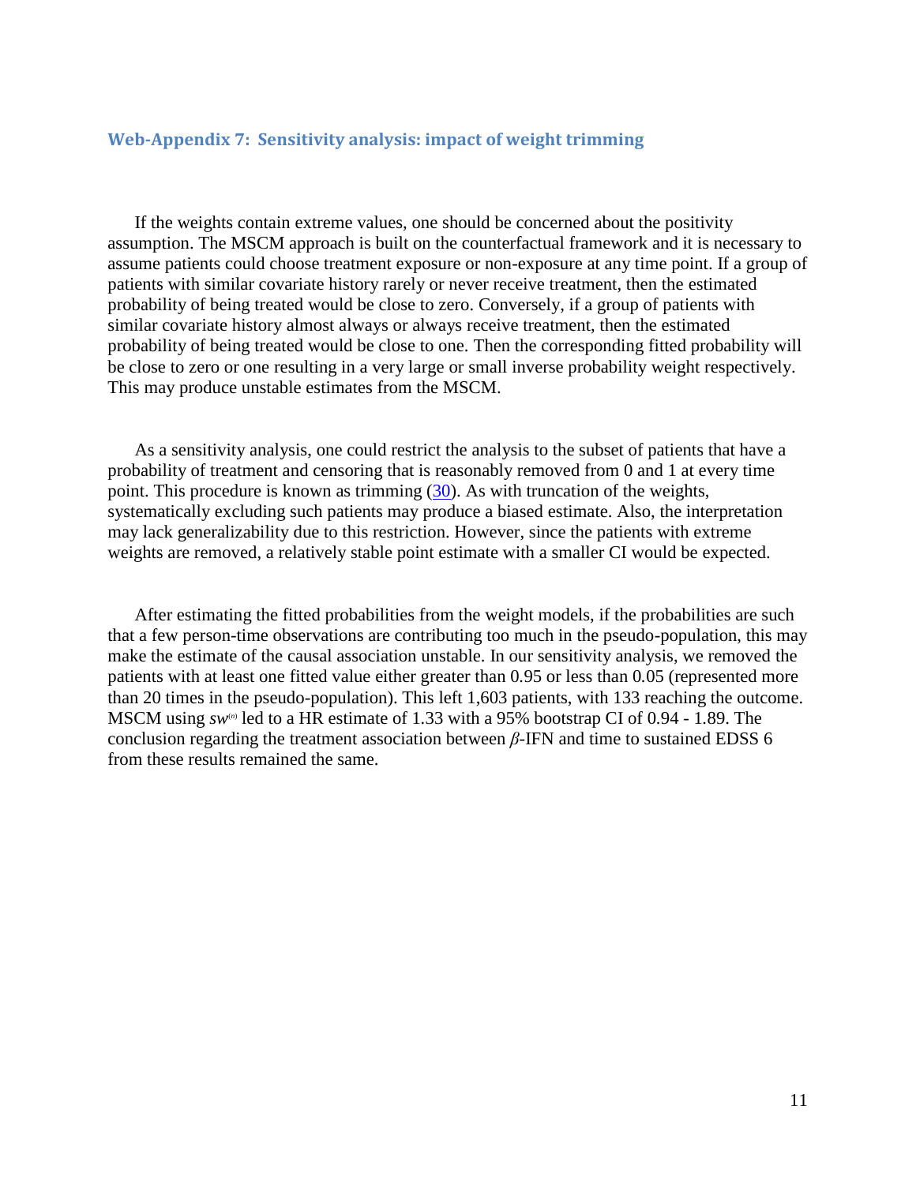### Web-Appendix 7: Sensitivity analysis: impact of weight trimming

If the weights contain extreme values, one should be concerned about the positivity assumption. The MSCM approach is built on the counterfactual framework and it is necessary to assume patients could choose treatment exposure or non-exposure at any time point. If a group of patients with similar covariate history rarely or never receive treatment, then the estimated probability of being treated would be close to zero. Conversely, if a group of patients with similar covariate history almost always or always receive treatment, then the estimated probability of being treated would be close to one. Then the corresponding fitted probability will be close to zero or one resulting in a very large or small inverse probability weight respectively. This may produce unstable estimates from the MSCM.

As a sensitivity analysis, one could restrict the analysis to the subset of patients that have a probability of treatment and censoring that is reasonably removed from 0 and 1 at every time point. This procedure is known as trimming (30). As with truncation of the weights, systematically excluding such patients may produce a biased estimate. Also, the interpretation may lack generalizability due to this restriction. However, since the patients with extreme weights are removed, a relatively stable point estimate with a smaller CI would be expected.

After estimating the fitted probabilities from the weight models, if the probabilities are such that a few person-time observations are contributing too much in the pseudo-population, this may make the estimate of the causal association unstable. In our sensitivity analysis, we removed the patients with at least one fitted value either greater than 0.95 or less than 0.05 (represented more than 20 times in the pseudo-population). This left 1,603 patients, with 133 reaching the outcome. MSCM using $sw^{(n)}$ led to a HR estimate of 1.33 with a 95% bootstrap CI of 0.94 - 1.89. The conclusion regarding the treatment association between $\beta$-IFN and time to sustained EDSS 6 from these results remained the same.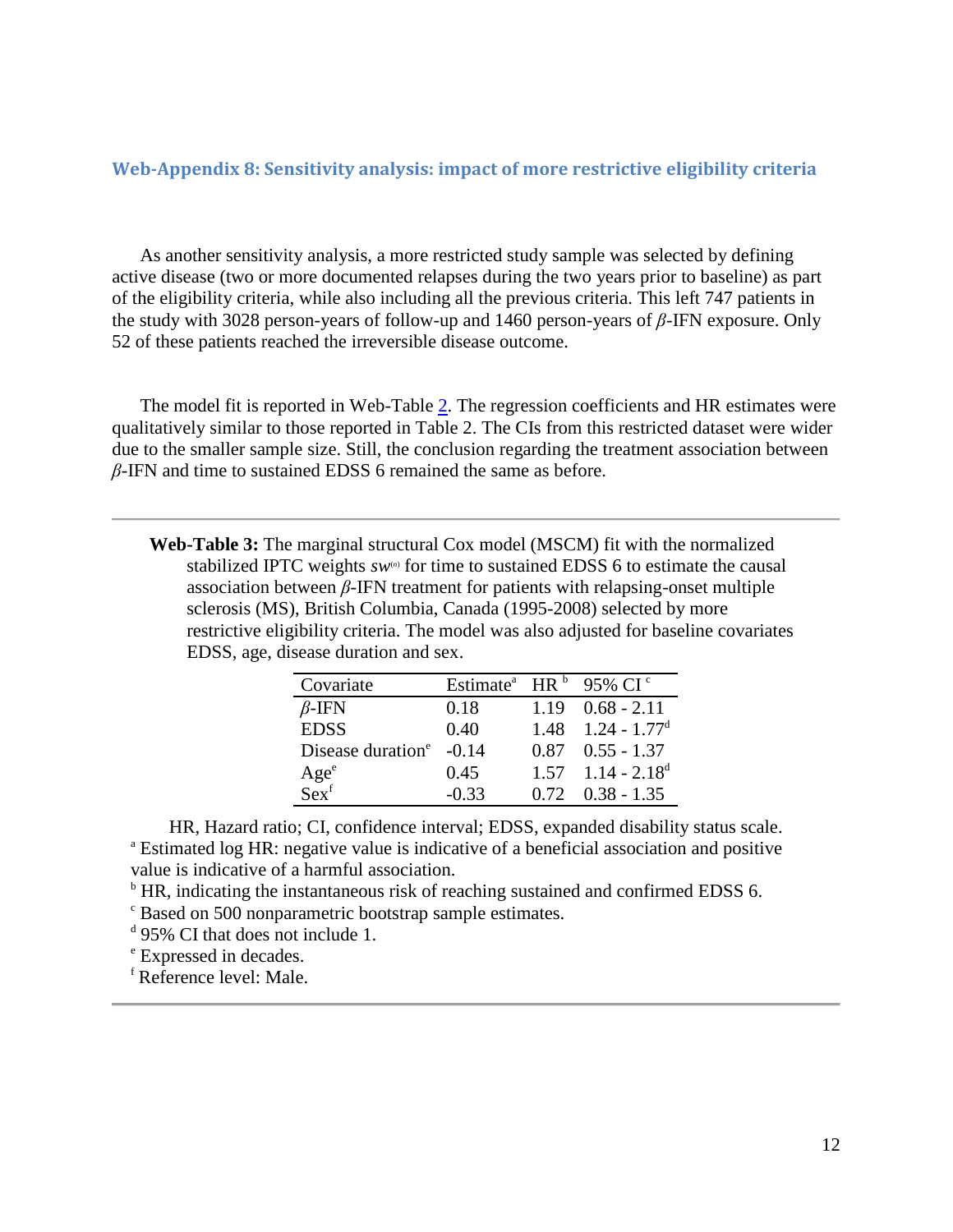## Web-Appendix 8: Sensitivity analysis: impact of more restrictive eligibility criteria

As another sensitivity analysis, a more restricted study sample was selected by defining active disease (two or more documented relapses during the two years prior to baseline) as part of the eligibility criteria, while also including all the previous criteria. This left 747 patients in the study with 3028 person-years of follow-up and 1460 person-years of $\beta$-IFN exposure. Only 52 of these patients reached the irreversible disease outcome.

The model fit is reported in Web-Table 2. The regression coefficients and HR estimates were qualitatively similar to those reported in Table 2. The CIs from this restricted dataset were wider due to the smaller sample size. Still, the conclusion regarding the treatment association between $\beta$-IFN and time to sustained EDSS 6 remained the same as before.

**Web-Table 3:** The marginal structural Cox model (MSCM) fit with the normalized stabilized IPTC weights $sw^{(n)}$ for time to sustained EDSS 6 to estimate the causal association between $\beta$-IFN treatment for patients with relapsing-onset multiple sclerosis (MS), British Columbia, Canada (1995-2008) selected by more restrictive eligibility criteria. The model was also adjusted for baseline covariates EDSS, age, disease duration and sex.

| Covariate | Estimate[a] | HR [b] | 95% CI [c] |
|---|---|---|---|
| $\beta$-IFN | 0.18 | 1.19 | 0.68 - 2.11 |
| EDSS | 0.40 | 1.48 | 1.24 - 1.77[d] |
| Disease duration[e] | -0.14 | 0.87 | 0.55 - 1.37 |
| Age[e] | 0.45 | 1.57 | 1.14 - 2.18[d] |
| Sex[f] | -0.33 | 0.72 | 0.38 - 1.35 |

HR, Hazard ratio; CI, confidence interval; EDSS, expanded disability status scale.

[a] Estimated log HR: negative value is indicative of a beneficial association and positive value is indicative of a harmful association.

[b] HR, indicating the instantaneous risk of reaching sustained and confirmed EDSS 6.

[c] Based on 500 nonparametric bootstrap sample estimates.

[d] 95% CI that does not include 1.

[e] Expressed in decades.

[f] Reference level: Male.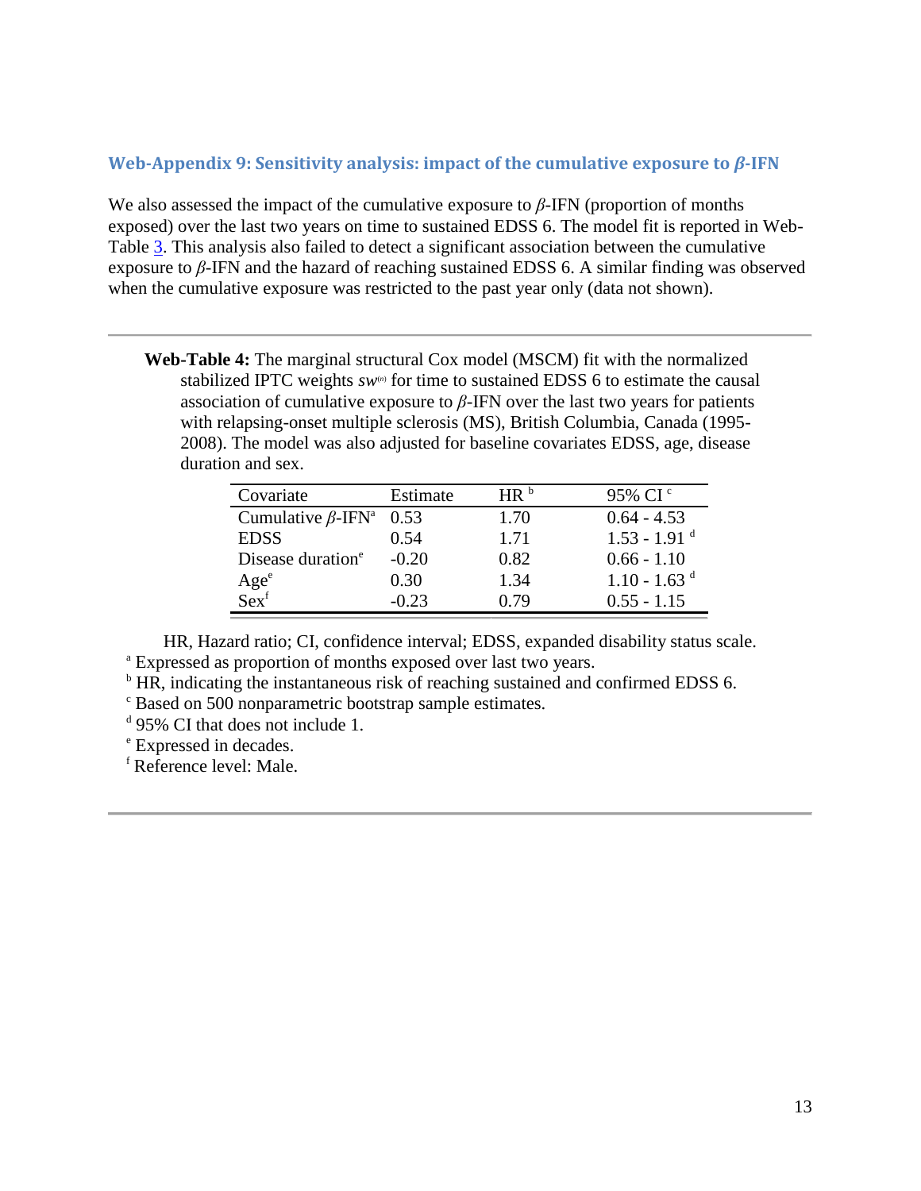### Web-Appendix 9: Sensitivity analysis: impact of the cumulative exposure to $\beta$-IFN

We also assessed the impact of the cumulative exposure to $\beta$-IFN (proportion of months exposed) over the last two years on time to sustained EDSS 6. The model fit is reported in Web-Table 3. This analysis also failed to detect a significant association between the cumulative exposure to $\beta$-IFN and the hazard of reaching sustained EDSS 6. A similar finding was observed when the cumulative exposure was restricted to the past year only (data not shown).

---

**Web-Table 4:** The marginal structural Cox model (MSCM) fit with the normalized stabilized IPTC weights $sw^{(n)}$ for time to sustained EDSS 6 to estimate the causal association of cumulative exposure to $\beta$-IFN over the last two years for patients with relapsing-onset multiple sclerosis (MS), British Columbia, Canada (1995-2008). The model was also adjusted for baseline covariates EDSS, age, disease duration and sex.

| Covariate | Estimate | HR [b] | 95% CI [c] |
|---|---|---|---|
| Cumulative $\beta$-IFN[a] | 0.53 | 1.70 | 0.64 - 4.53 |
| EDSS | 0.54 | 1.71 | 1.53 - 1.91 [d] |
| Disease duration[e] | -0.20 | 0.82 | 0.66 - 1.10 |
| Age[e] | 0.30 | 1.34 | 1.10 - 1.63 [d] |
| Sex[f] | -0.23 | 0.79 | 0.55 - 1.15 |

HR, Hazard ratio; CI, confidence interval; EDSS, expanded disability status scale.
[a] Expressed as proportion of months exposed over last two years.
[b] HR, indicating the instantaneous risk of reaching sustained and confirmed EDSS 6.
[c] Based on 500 nonparametric bootstrap sample estimates.
[d] 95% CI that does not include 1.
[e] Expressed in decades.
[f] Reference level: Male.

---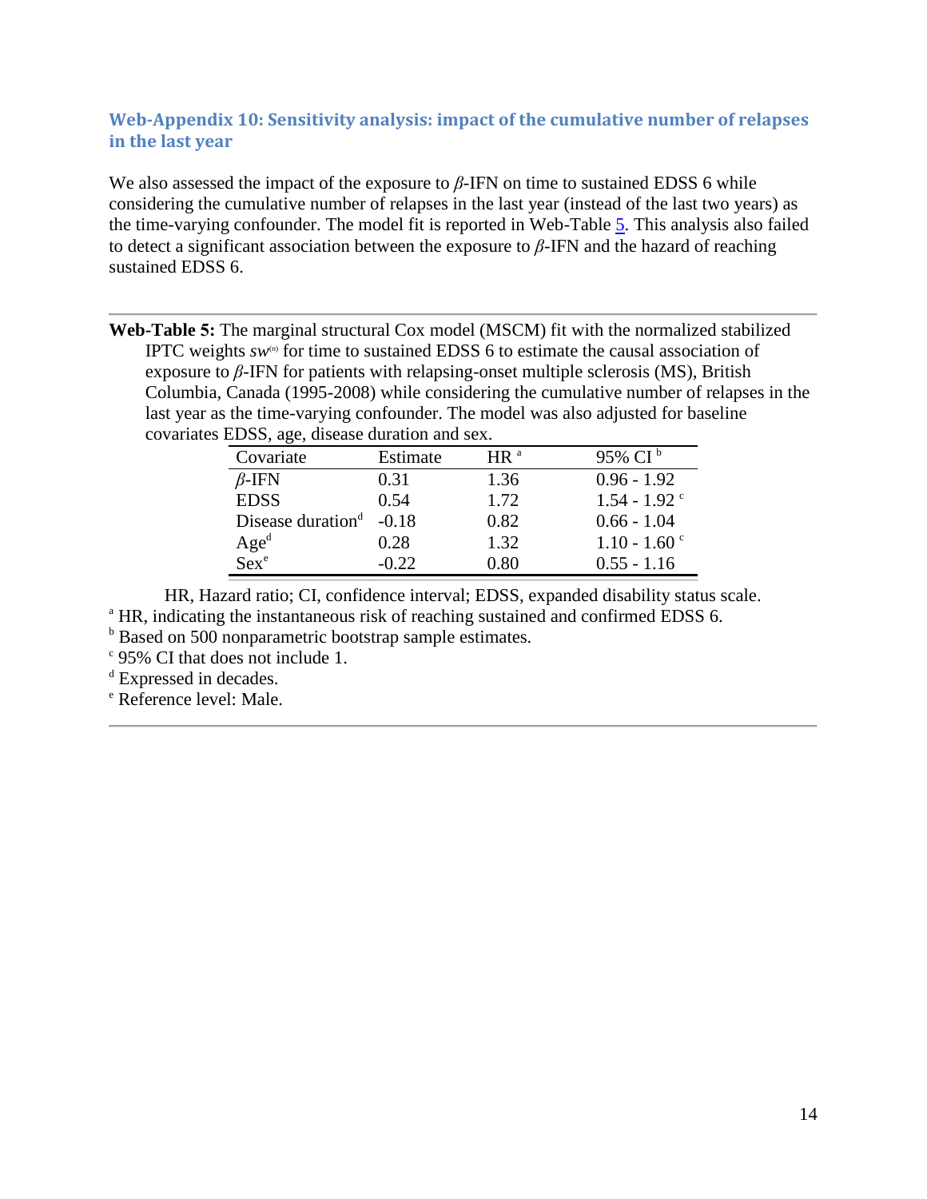### Web-Appendix 10: Sensitivity analysis: impact of the cumulative number of relapses in the last year

We also assessed the impact of the exposure to $\beta$-IFN on time to sustained EDSS 6 while considering the cumulative number of relapses in the last year (instead of the last two years) as the time-varying confounder. The model fit is reported in Web-Table 5. This analysis also failed to detect a significant association between the exposure to $\beta$-IFN and the hazard of reaching sustained EDSS 6.

**Web-Table 5:** The marginal structural Cox model (MSCM) fit with the normalized stabilized IPTC weights $sw^{(n)}$ for time to sustained EDSS 6 to estimate the causal association of exposure to $\beta$-IFN for patients with relapsing-onset multiple sclerosis (MS), British Columbia, Canada (1995-2008) while considering the cumulative number of relapses in the last year as the time-varying confounder. The model was also adjusted for baseline covariates EDSS, age, disease duration and sex.

| Covariate | Estimate | HR [a] | 95% CI [b] |
|---|---|---|---|
| $\beta$-IFN | 0.31 | 1.36 | 0.96 - 1.92 |
| EDSS | 0.54 | 1.72 | 1.54 - 1.92 [c] |
| Disease duration[d] | -0.18 | 0.82 | 0.66 - 1.04 |
| Age[d] | 0.28 | 1.32 | 1.10 - 1.60 [c] |
| Sex[e] | -0.22 | 0.80 | 0.55 - 1.16 |

HR, Hazard ratio; CI, confidence interval; EDSS, expanded disability status scale.

[a] HR, indicating the instantaneous risk of reaching sustained and confirmed EDSS 6.

[b] Based on 500 nonparametric bootstrap sample estimates.

[c] 95% CI that does not include 1.

[d] Expressed in decades.

[e] Reference level: Male.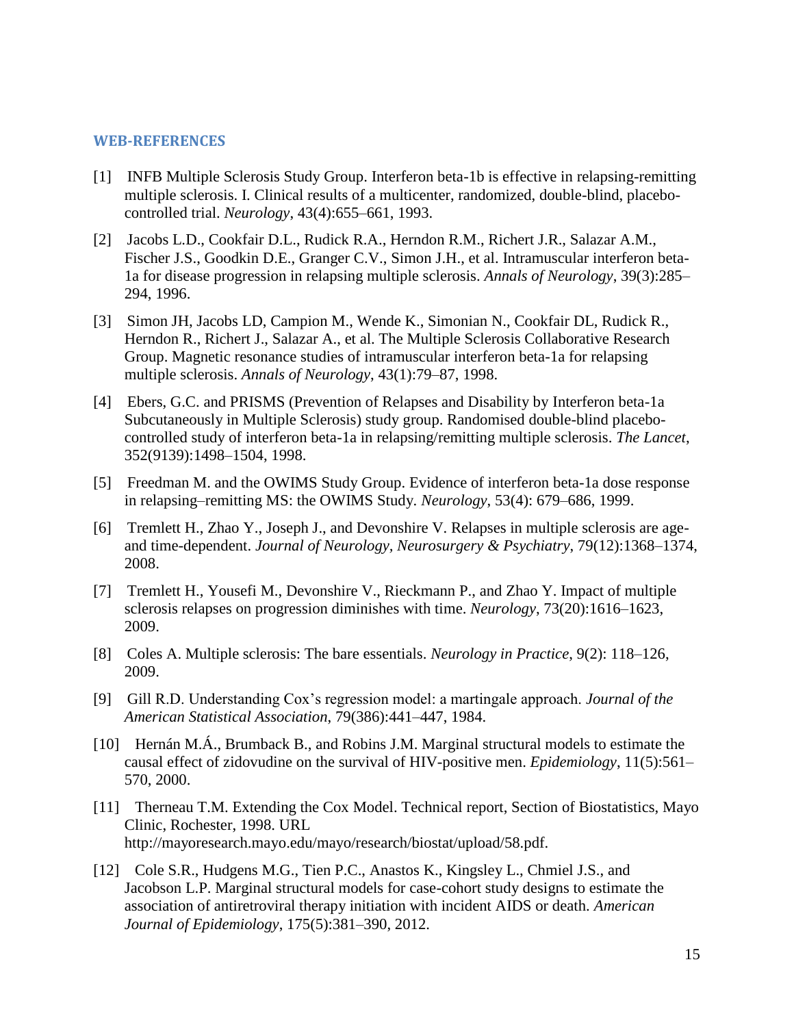## WEB-REFERENCES

[1] INFB Multiple Sclerosis Study Group. Interferon beta-1b is effective in relapsing-remitting multiple sclerosis. I. Clinical results of a multicenter, randomized, double-blind, placebo-controlled trial. *Neurology*, 43(4):655–661, 1993.

[2] Jacobs L.D., Cookfair D.L., Rudick R.A., Herndon R.M., Richert J.R., Salazar A.M., Fischer J.S., Goodkin D.E., Granger C.V., Simon J.H., et al. Intramuscular interferon beta-1a for disease progression in relapsing multiple sclerosis. *Annals of Neurology*, 39(3):285–294, 1996.

[3] Simon JH, Jacobs LD, Campion M., Wende K., Simonian N., Cookfair DL, Rudick R., Herndon R., Richert J., Salazar A., et al. The Multiple Sclerosis Collaborative Research Group. Magnetic resonance studies of intramuscular interferon beta-1a for relapsing multiple sclerosis. *Annals of Neurology*, 43(1):79–87, 1998.

[4] Ebers, G.C. and PRISMS (Prevention of Relapses and Disability by Interferon beta-1a Subcutaneously in Multiple Sclerosis) study group. Randomised double-blind placebo-controlled study of interferon beta-1a in relapsing/remitting multiple sclerosis. *The Lancet*, 352(9139):1498–1504, 1998.

[5] Freedman M. and the OWIMS Study Group. Evidence of interferon beta-1a dose response in relapsing–remitting MS: the OWIMS Study. *Neurology*, 53(4): 679–686, 1999.

[6] Tremlett H., Zhao Y., Joseph J., and Devonshire V. Relapses in multiple sclerosis are age- and time-dependent. *Journal of Neurology, Neurosurgery & Psychiatry*, 79(12):1368–1374, 2008.

[7] Tremlett H., Yousefi M., Devonshire V., Rieckmann P., and Zhao Y. Impact of multiple sclerosis relapses on progression diminishes with time. *Neurology*, 73(20):1616–1623, 2009.

[8] Coles A. Multiple sclerosis: The bare essentials. *Neurology in Practice*, 9(2): 118–126, 2009.

[9] Gill R.D. Understanding Cox's regression model: a martingale approach. *Journal of the American Statistical Association*, 79(386):441–447, 1984.

[10] Hernán M.Á., Brumback B., and Robins J.M. Marginal structural models to estimate the causal effect of zidovudine on the survival of HIV-positive men. *Epidemiology*, 11(5):561–570, 2000.

[11] Therneau T.M. Extending the Cox Model. Technical report, Section of Biostatistics, Mayo Clinic, Rochester, 1998. URL http://mayoresearch.mayo.edu/mayo/research/biostat/upload/58.pdf.

[12] Cole S.R., Hudgens M.G., Tien P.C., Anastos K., Kingsley L., Chmiel J.S., and Jacobson L.P. Marginal structural models for case-cohort study designs to estimate the association of antiretroviral therapy initiation with incident AIDS or death. *American Journal of Epidemiology*, 175(5):381–390, 2012.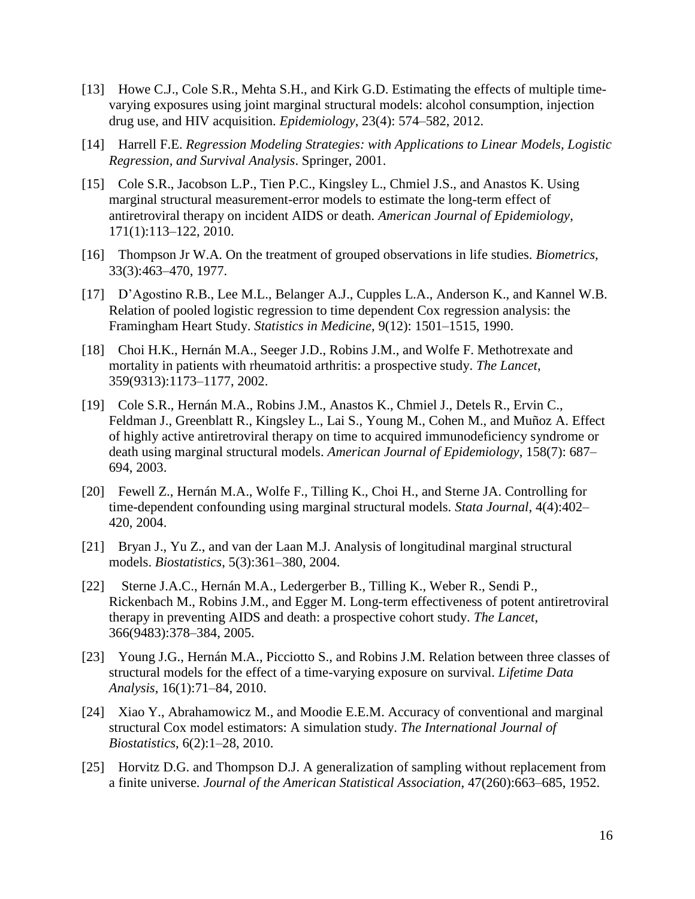[13] Howe C.J., Cole S.R., Mehta S.H., and Kirk G.D. Estimating the effects of multiple time-varying exposures using joint marginal structural models: alcohol consumption, injection drug use, and HIV acquisition. *Epidemiology*, 23(4): 574–582, 2012.

[14] Harrell F.E. *Regression Modeling Strategies: with Applications to Linear Models, Logistic Regression, and Survival Analysis*. Springer, 2001.

[15] Cole S.R., Jacobson L.P., Tien P.C., Kingsley L., Chmiel J.S., and Anastos K. Using marginal structural measurement-error models to estimate the long-term effect of antiretroviral therapy on incident AIDS or death. *American Journal of Epidemiology*, 171(1):113–122, 2010.

[16] Thompson Jr W.A. On the treatment of grouped observations in life studies. *Biometrics*, 33(3):463–470, 1977.

[17] D'Agostino R.B., Lee M.L., Belanger A.J., Cupples L.A., Anderson K., and Kannel W.B. Relation of pooled logistic regression to time dependent Cox regression analysis: the Framingham Heart Study. *Statistics in Medicine*, 9(12): 1501–1515, 1990.

[18] Choi H.K., Hernán M.A., Seeger J.D., Robins J.M., and Wolfe F. Methotrexate and mortality in patients with rheumatoid arthritis: a prospective study. *The Lancet*, 359(9313):1173–1177, 2002.

[19] Cole S.R., Hernán M.A., Robins J.M., Anastos K., Chmiel J., Detels R., Ervin C., Feldman J., Greenblatt R., Kingsley L., Lai S., Young M., Cohen M., and Muñoz A. Effect of highly active antiretroviral therapy on time to acquired immunodeficiency syndrome or death using marginal structural models. *American Journal of Epidemiology*, 158(7): 687–694, 2003.

[20] Fewell Z., Hernán M.A., Wolfe F., Tilling K., Choi H., and Sterne JA. Controlling for time-dependent confounding using marginal structural models. *Stata Journal*, 4(4):402–420, 2004.

[21] Bryan J., Yu Z., and van der Laan M.J. Analysis of longitudinal marginal structural models. *Biostatistics*, 5(3):361–380, 2004.

[22] Sterne J.A.C., Hernán M.A., Ledergerber B., Tilling K., Weber R., Sendi P., Rickenbach M., Robins J.M., and Egger M. Long-term effectiveness of potent antiretroviral therapy in preventing AIDS and death: a prospective cohort study. *The Lancet*, 366(9483):378–384, 2005.

[23] Young J.G., Hernán M.A., Picciotto S., and Robins J.M. Relation between three classes of structural models for the effect of a time-varying exposure on survival. *Lifetime Data Analysis*, 16(1):71–84, 2010.

[24] Xiao Y., Abrahamowicz M., and Moodie E.E.M. Accuracy of conventional and marginal structural Cox model estimators: A simulation study. *The International Journal of Biostatistics*, 6(2):1–28, 2010.

[25] Horvitz D.G. and Thompson D.J. A generalization of sampling without replacement from a finite universe. *Journal of the American Statistical Association*, 47(260):663–685, 1952.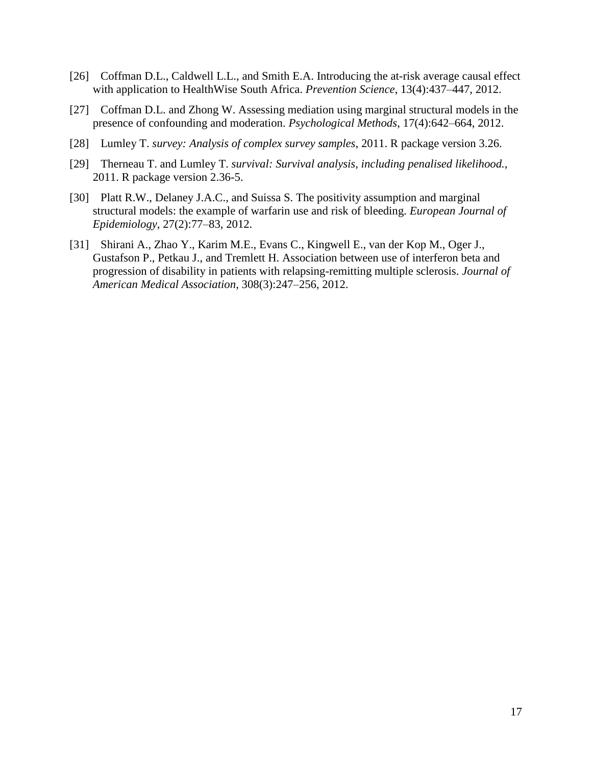[26] Coffman D.L., Caldwell L.L., and Smith E.A. Introducing the at-risk average causal effect with application to HealthWise South Africa. *Prevention Science*, 13(4):437–447, 2012.

[27] Coffman D.L. and Zhong W. Assessing mediation using marginal structural models in the presence of confounding and moderation. *Psychological Methods*, 17(4):642–664, 2012.

[28] Lumley T. *survey: Analysis of complex survey samples*, 2011. R package version 3.26.

[29] Therneau T. and Lumley T. *survival: Survival analysis, including penalised likelihood.*, 2011. R package version 2.36-5.

[30] Platt R.W., Delaney J.A.C., and Suissa S. The positivity assumption and marginal structural models: the example of warfarin use and risk of bleeding. *European Journal of Epidemiology*, 27(2):77–83, 2012.

[31] Shirani A., Zhao Y., Karim M.E., Evans C., Kingwell E., van der Kop M., Oger J., Gustafson P., Petkau J., and Tremlett H. Association between use of interferon beta and progression of disability in patients with relapsing-remitting multiple sclerosis. *Journal of American Medical Association*, 308(3):247–256, 2012.